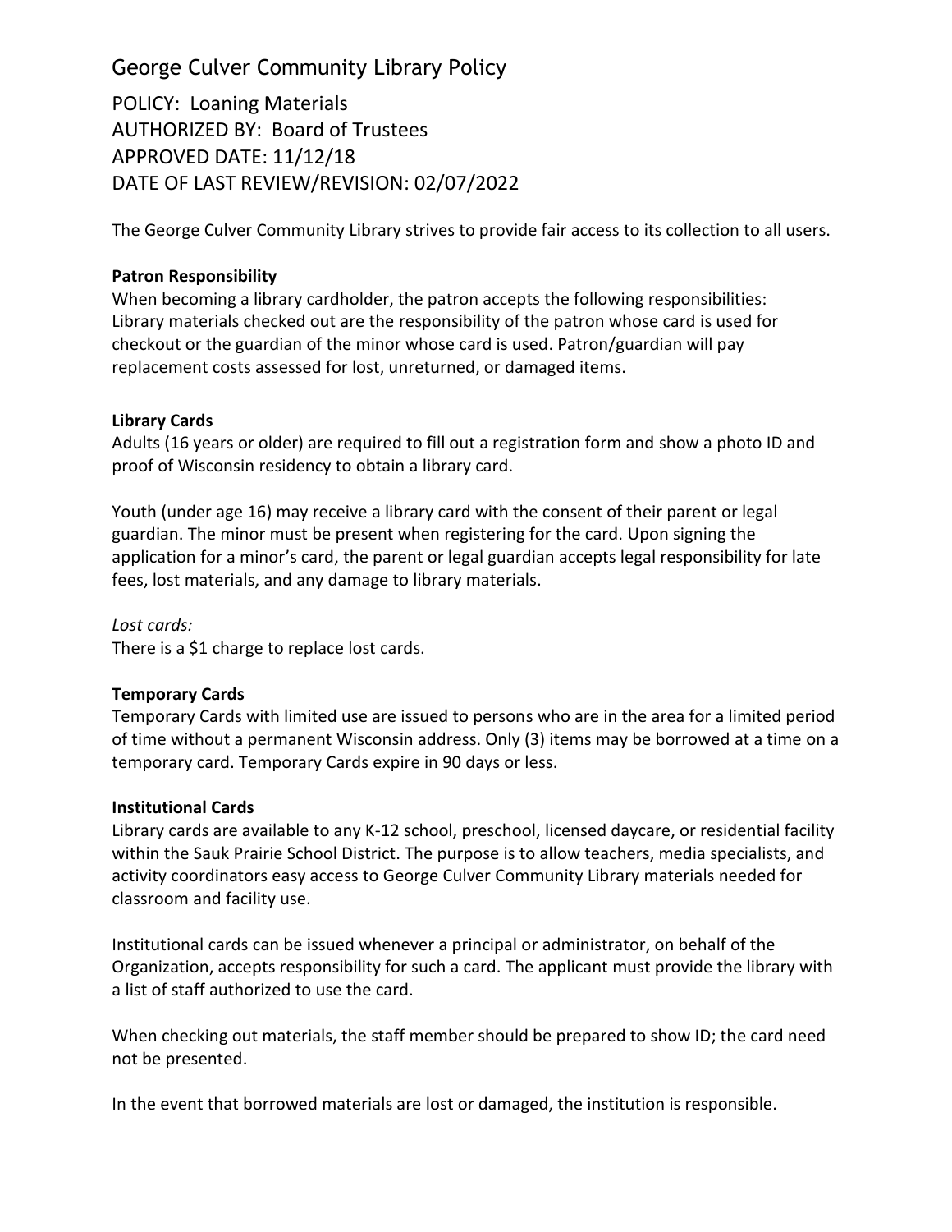# George Culver Community Library Policy

POLICY: Loaning Materials
AUTHORIZED BY: Board of Trustees
APPROVED DATE: 11/12/18
DATE OF LAST REVIEW/REVISION: 02/07/2022

The George Culver Community Library strives to provide fair access to its collection to all users.

**Patron Responsibility**

When becoming a library cardholder, the patron accepts the following responsibilities: Library materials checked out are the responsibility of the patron whose card is used for checkout or the guardian of the minor whose card is used. Patron/guardian will pay replacement costs assessed for lost, unreturned, or damaged items.

**Library Cards**

Adults (16 years or older) are required to fill out a registration form and show a photo ID and proof of Wisconsin residency to obtain a library card.

Youth (under age 16) may receive a library card with the consent of their parent or legal guardian. The minor must be present when registering for the card. Upon signing the application for a minor's card, the parent or legal guardian accepts legal responsibility for late fees, lost materials, and any damage to library materials.

*Lost cards:*

There is a $1 charge to replace lost cards.

**Temporary Cards**

Temporary Cards with limited use are issued to persons who are in the area for a limited period of time without a permanent Wisconsin address. Only (3) items may be borrowed at a time on a temporary card. Temporary Cards expire in 90 days or less.

**Institutional Cards**

Library cards are available to any K-12 school, preschool, licensed daycare, or residential facility within the Sauk Prairie School District. The purpose is to allow teachers, media specialists, and activity coordinators easy access to George Culver Community Library materials needed for classroom and facility use.

Institutional cards can be issued whenever a principal or administrator, on behalf of the Organization, accepts responsibility for such a card. The applicant must provide the library with a list of staff authorized to use the card.

When checking out materials, the staff member should be prepared to show ID; the card need not be presented.

In the event that borrowed materials are lost or damaged, the institution is responsible.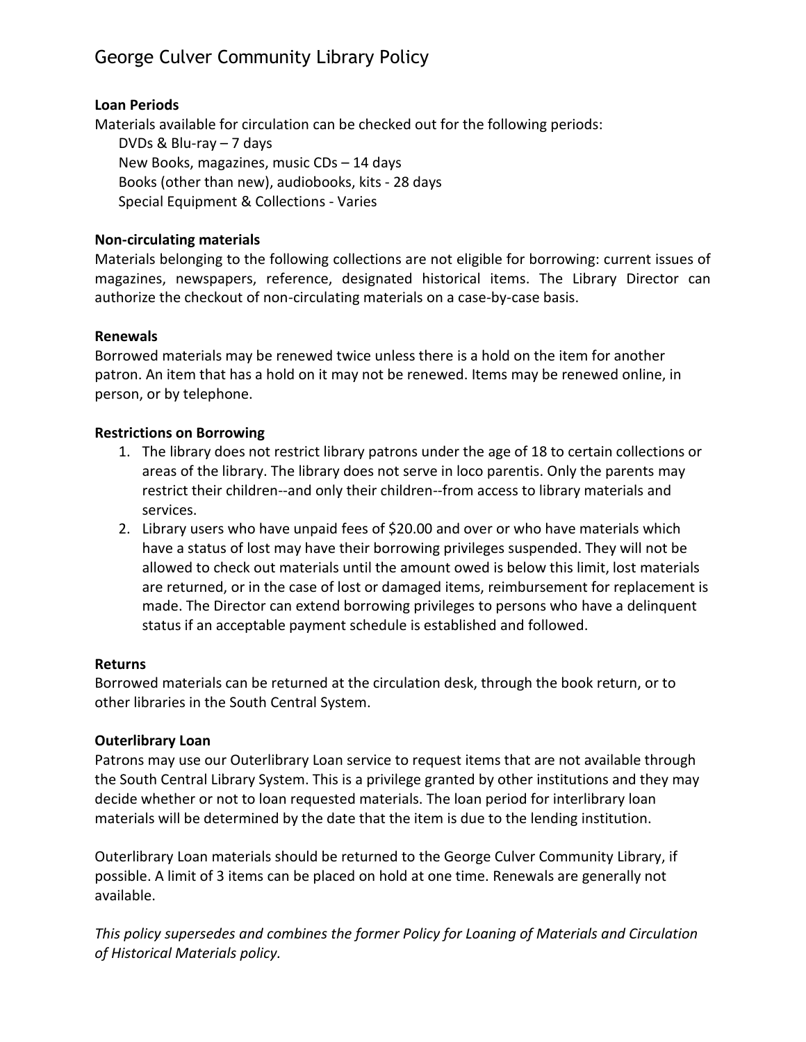# George Culver Community Library Policy

**Loan Periods**

Materials available for circulation can be checked out for the following periods:

DVDs & Blu-ray – 7 days
New Books, magazines, music CDs – 14 days
Books (other than new), audiobooks, kits - 28 days
Special Equipment & Collections - Varies

**Non-circulating materials**

Materials belonging to the following collections are not eligible for borrowing: current issues of magazines, newspapers, reference, designated historical items. The Library Director can authorize the checkout of non-circulating materials on a case-by-case basis.

**Renewals**

Borrowed materials may be renewed twice unless there is a hold on the item for another patron. An item that has a hold on it may not be renewed. Items may be renewed online, in person, or by telephone.

**Restrictions on Borrowing**

1. The library does not restrict library patrons under the age of 18 to certain collections or areas of the library. The library does not serve in loco parentis. Only the parents may restrict their children--and only their children--from access to library materials and services.
2. Library users who have unpaid fees of $20.00 and over or who have materials which have a status of lost may have their borrowing privileges suspended. They will not be allowed to check out materials until the amount owed is below this limit, lost materials are returned, or in the case of lost or damaged items, reimbursement for replacement is made. The Director can extend borrowing privileges to persons who have a delinquent status if an acceptable payment schedule is established and followed.

**Returns**

Borrowed materials can be returned at the circulation desk, through the book return, or to other libraries in the South Central System.

**Outerlibrary Loan**

Patrons may use our Outerlibrary Loan service to request items that are not available through the South Central Library System. This is a privilege granted by other institutions and they may decide whether or not to loan requested materials. The loan period for interlibrary loan materials will be determined by the date that the item is due to the lending institution.

Outerlibrary Loan materials should be returned to the George Culver Community Library, if possible. A limit of 3 items can be placed on hold at one time. Renewals are generally not available.

*This policy supersedes and combines the former Policy for Loaning of Materials and Circulation of Historical Materials policy.*